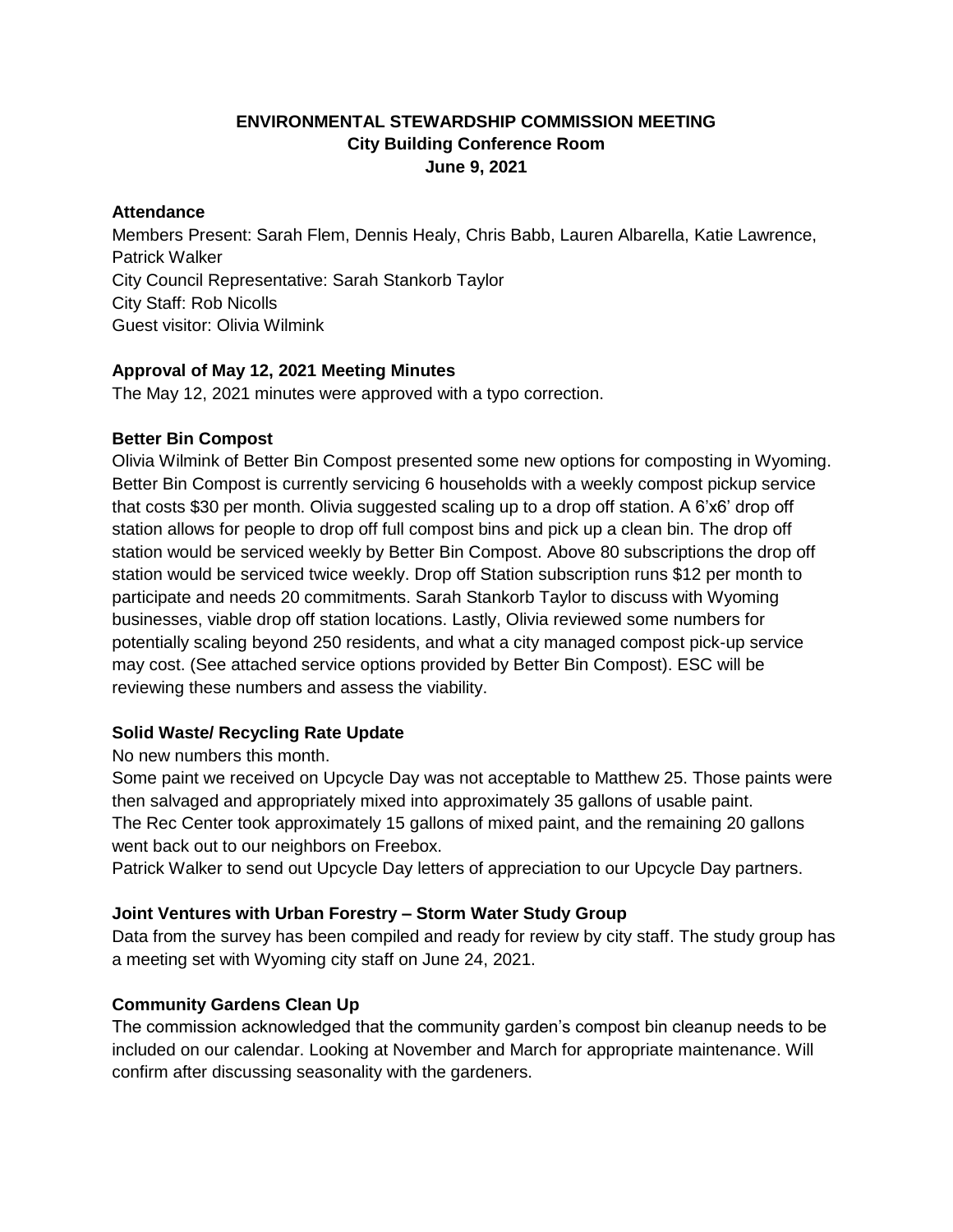# ENVIRONMENTAL STEWARDSHIP COMMISSION MEETING
## City Building Conference Room
## June 9, 2021

### Attendance

Members Present: Sarah Flem, Dennis Healy, Chris Babb, Lauren Albarella, Katie Lawrence, Patrick Walker
City Council Representative: Sarah Stankorb Taylor
City Staff: Rob Nicolls
Guest visitor: Olivia Wilmink

### Approval of May 12, 2021 Meeting Minutes

The May 12, 2021 minutes were approved with a typo correction.

### Better Bin Compost

Olivia Wilmink of Better Bin Compost presented some new options for composting in Wyoming. Better Bin Compost is currently servicing 6 households with a weekly compost pickup service that costs $30 per month. Olivia suggested scaling up to a drop off station. A 6'x6' drop off station allows for people to drop off full compost bins and pick up a clean bin. The drop off station would be serviced weekly by Better Bin Compost. Above 80 subscriptions the drop off station would be serviced twice weekly. Drop off Station subscription runs $12 per month to participate and needs 20 commitments. Sarah Stankorb Taylor to discuss with Wyoming businesses, viable drop off station locations. Lastly, Olivia reviewed some numbers for potentially scaling beyond 250 residents, and what a city managed compost pick-up service may cost. (See attached service options provided by Better Bin Compost). ESC will be reviewing these numbers and assess the viability.

### Solid Waste/ Recycling Rate Update

No new numbers this month.

Some paint we received on Upcycle Day was not acceptable to Matthew 25. Those paints were then salvaged and appropriately mixed into approximately 35 gallons of usable paint.

The Rec Center took approximately 15 gallons of mixed paint, and the remaining 20 gallons went back out to our neighbors on Freebox.

Patrick Walker to send out Upcycle Day letters of appreciation to our Upcycle Day partners.

### Joint Ventures with Urban Forestry – Storm Water Study Group

Data from the survey has been compiled and ready for review by city staff. The study group has a meeting set with Wyoming city staff on June 24, 2021.

### Community Gardens Clean Up

The commission acknowledged that the community garden's compost bin cleanup needs to be included on our calendar. Looking at November and March for appropriate maintenance. Will confirm after discussing seasonality with the gardeners.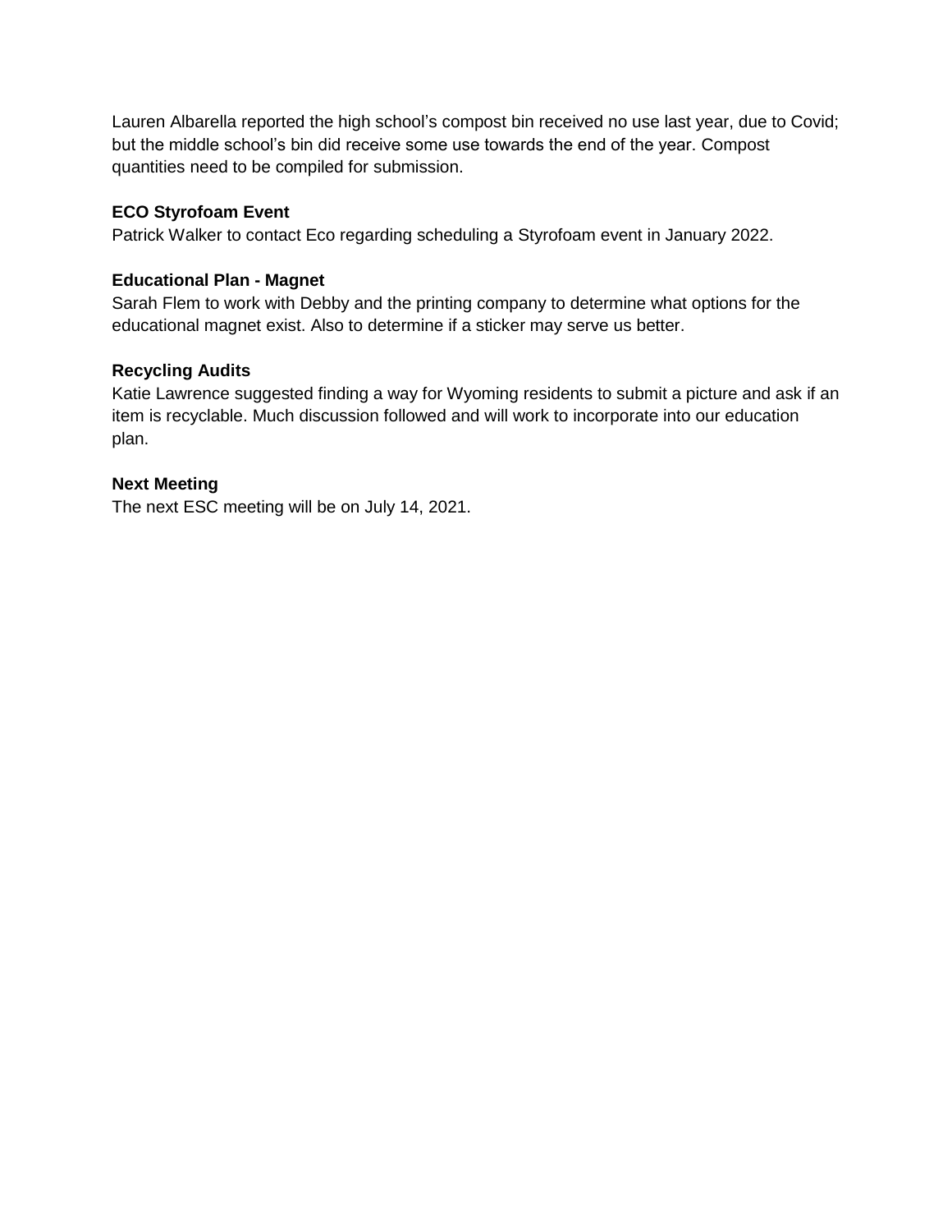Lauren Albarella reported the high school's compost bin received no use last year, due to Covid; but the middle school's bin did receive some use towards the end of the year. Compost quantities need to be compiled for submission.

**ECO Styrofoam Event**

Patrick Walker to contact Eco regarding scheduling a Styrofoam event in January 2022.

**Educational Plan - Magnet**

Sarah Flem to work with Debby and the printing company to determine what options for the educational magnet exist. Also to determine if a sticker may serve us better.

**Recycling Audits**

Katie Lawrence suggested finding a way for Wyoming residents to submit a picture and ask if an item is recyclable. Much discussion followed and will work to incorporate into our education plan.

**Next Meeting**

The next ESC meeting will be on July 14, 2021.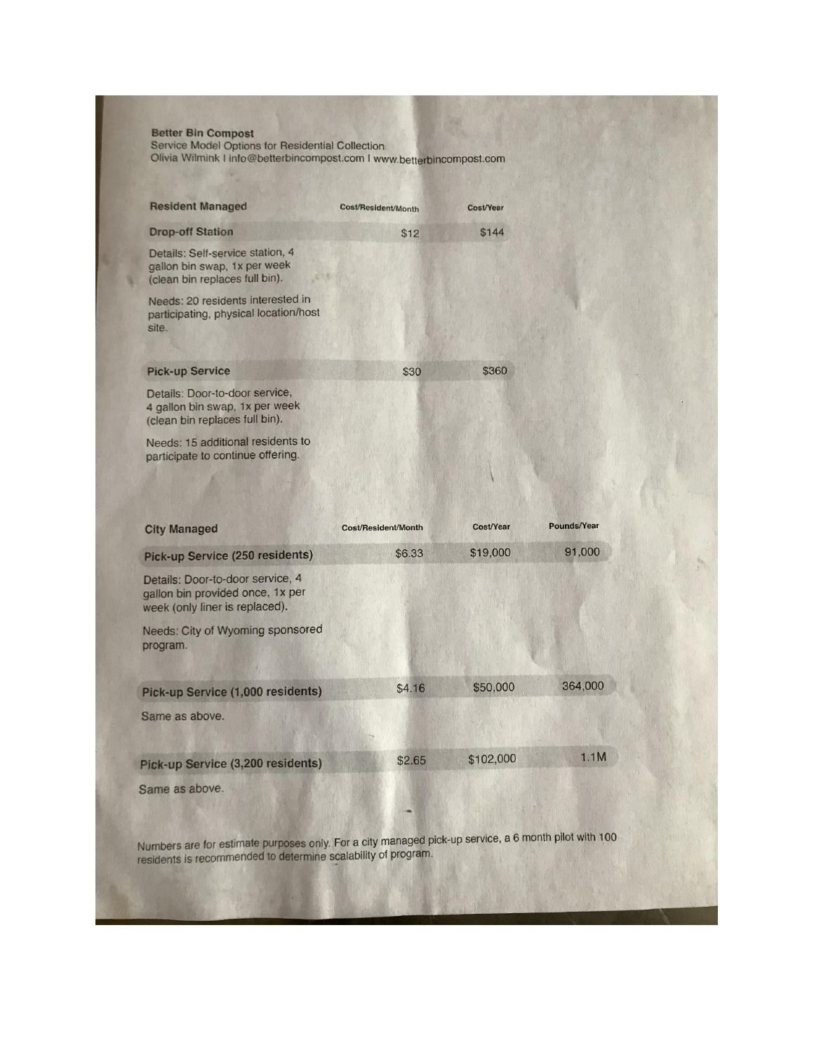**Better Bin Compost**
Service Model Options for Residential Collection
Olivia Wilmink | info@betterbincompost.com | www.betterbincompost.com

| Resident Managed | Cost/Resident/Month | Cost/Year |
|---|---|---|
| **Drop-off Station** | $12 | $144 |
| Details: Self-service station, 4 gallon bin swap, 1x per week (clean bin replaces full bin). Needs: 20 residents interested in participating, physical location/host site. | | |
| **Pick-up Service** | $30 | $360 |
| Details: Door-to-door service, 4 gallon bin swap, 1x per week (clean bin replaces full bin). Needs: 15 additional residents to participate to continue offering. | | |

| City Managed | Cost/Resident/Month | Cost/Year | Pounds/Year |
|---|---|---|---|
| **Pick-up Service (250 residents)** | $6.33 | $19,000 | 91,000 |
| Details: Door-to-door service, 4 gallon bin provided once, 1x per week (only liner is replaced). Needs: City of Wyoming sponsored program. | | | |
| **Pick-up Service (1,000 residents)** | $4.16 | $50,000 | 364,000 |
| Same as above. | | | |
| **Pick-up Service (3,200 residents)** | $2.65 | $102,000 | 1.1M |
| Same as above. | | | |

Numbers are for estimate purposes only. For a city managed pick-up service, a 6 month pilot with 100 residents is recommended to determine scalability of program.